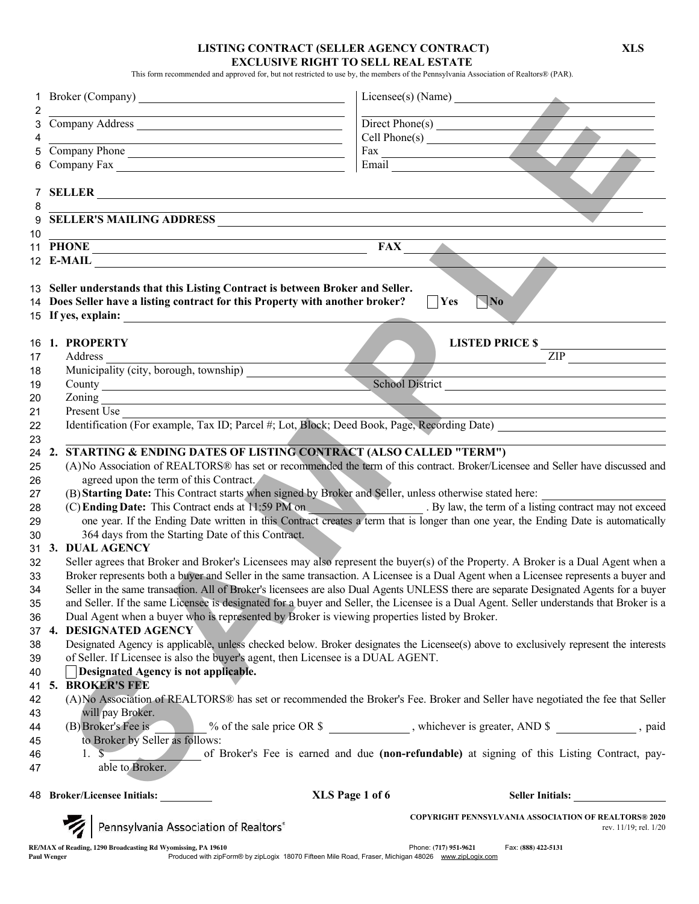# LISTING CONTRACT (SELLER AGENCY CONTRACT) EXCLUSIVE RIGHT TO SELL REAL ESTATE

**XLS**

This form recommended and approved for, but not restricted to use by, the members of the Pennsylvania Association of Realtors® (PAR).

Broker (Company) ______________________

Company Address ______________________

Company Phone ______________________

Company Fax ______________________

Licensee(s) (Name) ______________________

Direct Phone(s) ______________________

Cell Phone(s) ______________________

Fax ______________________

Email ______________________

**SELLER** ______________________

**SELLER'S MAILING ADDRESS** ______________________

**PHONE** ______________________ **FAX** ______________________

**E-MAIL** ______________________

**Seller understands that this Listing Contract is between Broker and Seller.**

**Does Seller have a listing contract for this Property with another broker?** ☐ **Yes** ☐ **No**

**If yes, explain:** ______________________

## 1. PROPERTY

**LISTED PRICE $** ______________________

Address ______________________ ZIP ______________________

Municipality (city, borough, township) ______________________

County ______________________ School District ______________________

Zoning ______________________

Present Use ______________________

Identification (For example, Tax ID; Parcel #; Lot, Block; Deed Book, Page, Recording Date) ______________________

## 2. STARTING & ENDING DATES OF LISTING CONTRACT (ALSO CALLED "TERM")

(A) No Association of REALTORS® has set or recommended the term of this contract. Broker/Licensee and Seller have discussed and agreed upon the term of this Contract.

(B) **Starting Date:** This Contract starts when signed by Broker and Seller, unless otherwise stated here: ______________________

(C) **Ending Date:** This Contract ends at 11:59 PM on ______________________ . By law, the term of a listing contract may not exceed one year. If the Ending Date written in this Contract creates a term that is longer than one year, the Ending Date is automatically 364 days from the Starting Date of this Contract.

## 3. DUAL AGENCY

Seller agrees that Broker and Broker's Licensees may also represent the buyer(s) of the Property. A Broker is a Dual Agent when a Broker represents both a buyer and Seller in the same transaction. A Licensee is a Dual Agent when a Licensee represents a buyer and Seller in the same transaction. All of Broker's licensees are also Dual Agents UNLESS there are separate Designated Agents for a buyer and Seller. If the same Licensee is designated for a buyer and Seller, the Licensee is a Dual Agent. Seller understands that Broker is a Dual Agent when a buyer who is represented by Broker is viewing properties listed by Broker.

## 4. DESIGNATED AGENCY

Designated Agency is applicable, unless checked below. Broker designates the Licensee(s) above to exclusively represent the interests of Seller. If Licensee is also the buyer's agent, then Licensee is a DUAL AGENT.

☐ **Designated Agency is not applicable.**

## 5. BROKER'S FEE

(A) No Association of REALTORS® has set or recommended the Broker's Fee. Broker and Seller have negotiated the fee that Seller will pay Broker.

(B) Broker's Fee is ________ % of the sale price OR $ ______________ , whichever is greater, AND $ ______________ , paid to Broker by Seller as follows:

1. $ ______________ of Broker's Fee is earned and due **(non-refundable)** at signing of this Listing Contract, payable to Broker.

**Broker/Licensee Initials:** __________ **Seller Initials:** __________

COPYRIGHT PENNSYLVANIA ASSOCIATION OF REALTORS® 2020

rev. 11/19; rel. 1/20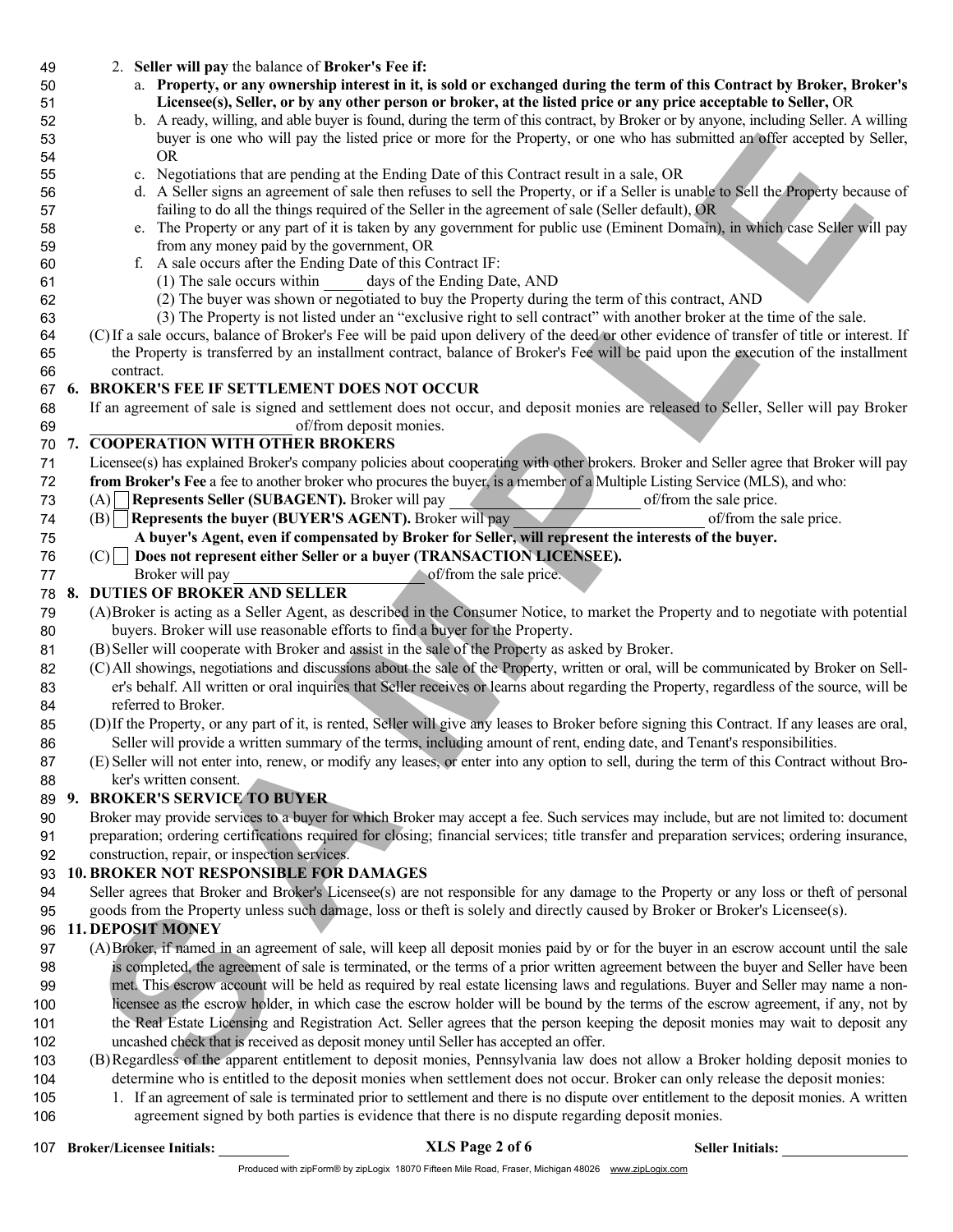2. **Seller will pay** the balance of **Broker's Fee if:**

   a. **Property, or any ownership interest in it, is sold or exchanged during the term of this Contract by Broker, Broker's Licensee(s), Seller, or by any other person or broker, at the listed price or any price acceptable to Seller,** OR

   b. A ready, willing, and able buyer is found, during the term of this contract, by Broker or by anyone, including Seller. A willing buyer is one who will pay the listed price or more for the Property, or one who has submitted an offer accepted by Seller, OR

   c. Negotiations that are pending at the Ending Date of this Contract result in a sale, OR

   d. A Seller signs an agreement of sale then refuses to sell the Property, or if a Seller is unable to Sell the Property because of failing to do all the things required of the Seller in the agreement of sale (Seller default), OR

   e. The Property or any part of it is taken by any government for public use (Eminent Domain), in which case Seller will pay from any money paid by the government, OR

   f. A sale occurs after the Ending Date of this Contract IF:

      (1) The sale occurs within _____ days of the Ending Date, AND

      (2) The buyer was shown or negotiated to buy the Property during the term of this contract, AND

      (3) The Property is not listed under an "exclusive right to sell contract" with another broker at the time of the sale.

(C) If a sale occurs, balance of Broker's Fee will be paid upon delivery of the deed or other evidence of transfer of title or interest. If the Property is transferred by an installment contract, balance of Broker's Fee will be paid upon the execution of the installment contract.

## 6. BROKER'S FEE IF SETTLEMENT DOES NOT OCCUR

If an agreement of sale is signed and settlement does not occur, and deposit monies are released to Seller, Seller will pay Broker ______________________ of/from deposit monies.

## 7. COOPERATION WITH OTHER BROKERS

Licensee(s) has explained Broker's company policies about cooperating with other brokers. Broker and Seller agree that Broker will pay **from Broker's Fee** a fee to another broker who procures the buyer, is a member of a Multiple Listing Service (MLS), and who:

(A) ☐ **Represents Seller (SUBAGENT).** Broker will pay ______________________ of/from the sale price.

(B) ☐ **Represents the buyer (BUYER'S AGENT).** Broker will pay ______________________ of/from the sale price.

**A buyer's Agent, even if compensated by Broker for Seller, will represent the interests of the buyer.**

(C) ☐ **Does not represent either Seller or a buyer (TRANSACTION LICENSEE).**

Broker will pay ______________________ of/from the sale price.

## 8. DUTIES OF BROKER AND SELLER

(A) Broker is acting as a Seller Agent, as described in the Consumer Notice, to market the Property and to negotiate with potential buyers. Broker will use reasonable efforts to find a buyer for the Property.

(B) Seller will cooperate with Broker and assist in the sale of the Property as asked by Broker.

(C) All showings, negotiations and discussions about the sale of the Property, written or oral, will be communicated by Broker on Seller's behalf. All written or oral inquiries that Seller receives or learns about regarding the Property, regardless of the source, will be referred to Broker.

(D) If the Property, or any part of it, is rented, Seller will give any leases to Broker before signing this Contract. If any leases are oral, Seller will provide a written summary of the terms, including amount of rent, ending date, and Tenant's responsibilities.

(E) Seller will not enter into, renew, or modify any leases, or enter into any option to sell, during the term of this Contract without Broker's written consent.

## 9. BROKER'S SERVICE TO BUYER

Broker may provide services to a buyer for which Broker may accept a fee. Such services may include, but are not limited to: document preparation; ordering certifications required for closing; financial services; title transfer and preparation services; ordering insurance, construction, repair, or inspection services.

## 10. BROKER NOT RESPONSIBLE FOR DAMAGES

Seller agrees that Broker and Broker's Licensee(s) are not responsible for any damage to the Property or any loss or theft of personal goods from the Property unless such damage, loss or theft is solely and directly caused by Broker or Broker's Licensee(s).

## 11. DEPOSIT MONEY

(A) Broker, if named in an agreement of sale, will keep all deposit monies paid by or for the buyer in an escrow account until the sale is completed, the agreement of sale is terminated, or the terms of a prior written agreement between the buyer and Seller have been met. This escrow account will be held as required by real estate licensing laws and regulations. Buyer and Seller may name a non-licensee as the escrow holder, in which case the escrow holder will be bound by the terms of the escrow agreement, if any, not by the Real Estate Licensing and Registration Act. Seller agrees that the person keeping the deposit monies may wait to deposit any uncashed check that is received as deposit money until Seller has accepted an offer.

(B) Regardless of the apparent entitlement to deposit monies, Pennsylvania law does not allow a Broker holding deposit monies to determine who is entitled to the deposit monies when settlement does not occur. Broker can only release the deposit monies:

1. If an agreement of sale is terminated prior to settlement and there is no dispute over entitlement to the deposit monies. A written agreement signed by both parties is evidence that there is no dispute regarding deposit monies.

**Broker/Licensee Initials:** __________ **Seller Initials:** __________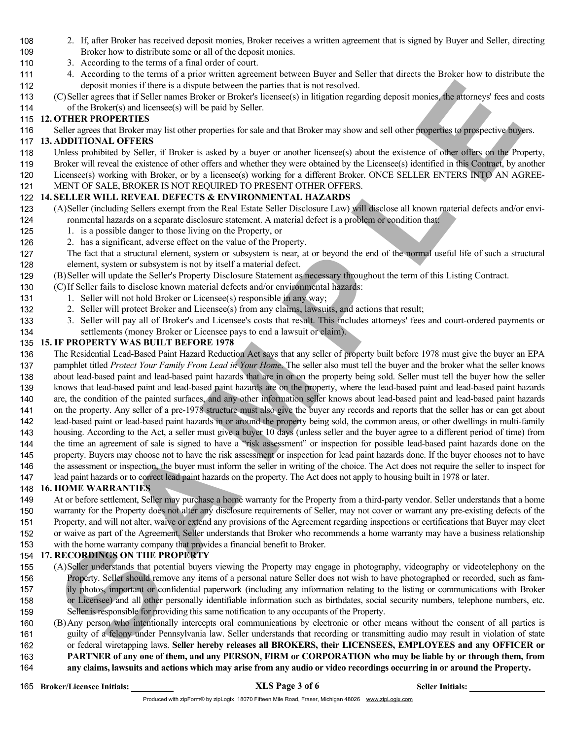2. If, after Broker has received deposit monies, Broker receives a written agreement that is signed by Buyer and Seller, directing Broker how to distribute some or all of the deposit monies.
3. According to the terms of a final order of court.
4. According to the terms of a prior written agreement between Buyer and Seller that directs the Broker how to distribute the deposit monies if there is a dispute between the parties that is not resolved.

(C) Seller agrees that if Seller names Broker or Broker's licensee(s) in litigation regarding deposit monies, the attorneys' fees and costs of the Broker(s) and licensee(s) will be paid by Seller.

**12. OTHER PROPERTIES**

Seller agrees that Broker may list other properties for sale and that Broker may show and sell other properties to prospective buyers.

**13. ADDITIONAL OFFERS**

Unless prohibited by Seller, if Broker is asked by a buyer or another licensee(s) about the existence of other offers on the Property, Broker will reveal the existence of other offers and whether they were obtained by the Licensee(s) identified in this Contract, by another Licensee(s) working with Broker, or by a licensee(s) working for a different Broker. ONCE SELLER ENTERS INTO AN AGREEMENT OF SALE, BROKER IS NOT REQUIRED TO PRESENT OTHER OFFERS.

**14. SELLER WILL REVEAL DEFECTS & ENVIRONMENTAL HAZARDS**

(A) Seller (including Sellers exempt from the Real Estate Seller Disclosure Law) will disclose all known material defects and/or environmental hazards on a separate disclosure statement. A material defect is a problem or condition that:

1. is a possible danger to those living on the Property, or
2. has a significant, adverse effect on the value of the Property.

The fact that a structural element, system or subsystem is near, at or beyond the end of the normal useful life of such a structural element, system or subsystem is not by itself a material defect.

(B) Seller will update the Seller's Property Disclosure Statement as necessary throughout the term of this Listing Contract.

(C) If Seller fails to disclose known material defects and/or environmental hazards:

1. Seller will not hold Broker or Licensee(s) responsible in any way;
2. Seller will protect Broker and Licensee(s) from any claims, lawsuits, and actions that result;
3. Seller will pay all of Broker's and Licensee's costs that result. This includes attorneys' fees and court-ordered payments or settlements (money Broker or Licensee pays to end a lawsuit or claim).

**15. IF PROPERTY WAS BUILT BEFORE 1978**

The Residential Lead-Based Paint Hazard Reduction Act says that any seller of property built before 1978 must give the buyer an EPA pamphlet titled *Protect Your Family From Lead in Your Home*. The seller also must tell the buyer and the broker what the seller knows about lead-based paint and lead-based paint hazards that are in or on the property being sold. Seller must tell the buyer how the seller knows that lead-based paint and lead-based paint hazards are on the property, where the lead-based paint and lead-based paint hazards are, the condition of the painted surfaces, and any other information seller knows about lead-based paint and lead-based paint hazards on the property. Any seller of a pre-1978 structure must also give the buyer any records and reports that the seller has or can get about lead-based paint or lead-based paint hazards in or around the property being sold, the common areas, or other dwellings in multi-family housing. According to the Act, a seller must give a buyer 10 days (unless seller and the buyer agree to a different period of time) from the time an agreement of sale is signed to have a "risk assessment" or inspection for possible lead-based paint hazards done on the property. Buyers may choose not to have the risk assessment or inspection for lead paint hazards done. If the buyer chooses not to have the assessment or inspection, the buyer must inform the seller in writing of the choice. The Act does not require the seller to inspect for lead paint hazards or to correct lead paint hazards on the property. The Act does not apply to housing built in 1978 or later.

**16. HOME WARRANTIES**

At or before settlement, Seller may purchase a home warranty for the Property from a third-party vendor. Seller understands that a home warranty for the Property does not alter any disclosure requirements of Seller, may not cover or warrant any pre-existing defects of the Property, and will not alter, waive or extend any provisions of the Agreement regarding inspections or certifications that Buyer may elect or waive as part of the Agreement. Seller understands that Broker who recommends a home warranty may have a business relationship with the home warranty company that provides a financial benefit to Broker.

**17. RECORDINGS ON THE PROPERTY**

(A) Seller understands that potential buyers viewing the Property may engage in photography, videography or videotelephony on the Property. Seller should remove any items of a personal nature Seller does not wish to have photographed or recorded, such as family photos, important or confidential paperwork (including any information relating to the listing or communications with Broker or Licensee) and all other personally identifiable information such as birthdates, social security numbers, telephone numbers, etc. Seller is responsible for providing this same notification to any occupants of the Property.

(B) Any person who intentionally intercepts oral communications by electronic or other means without the consent of all parties is guilty of a felony under Pennsylvania law. Seller understands that recording or transmitting audio may result in violation of state or federal wiretapping laws. **Seller hereby releases all BROKERS, their LICENSEES, EMPLOYEES and any OFFICER or PARTNER of any one of them, and any PERSON, FIRM or CORPORATION who may be liable by or through them, from any claims, lawsuits and actions which may arise from any audio or video recordings occurring in or around the Property.**

**Broker/Licensee Initials:** ________ **Seller Initials:** ________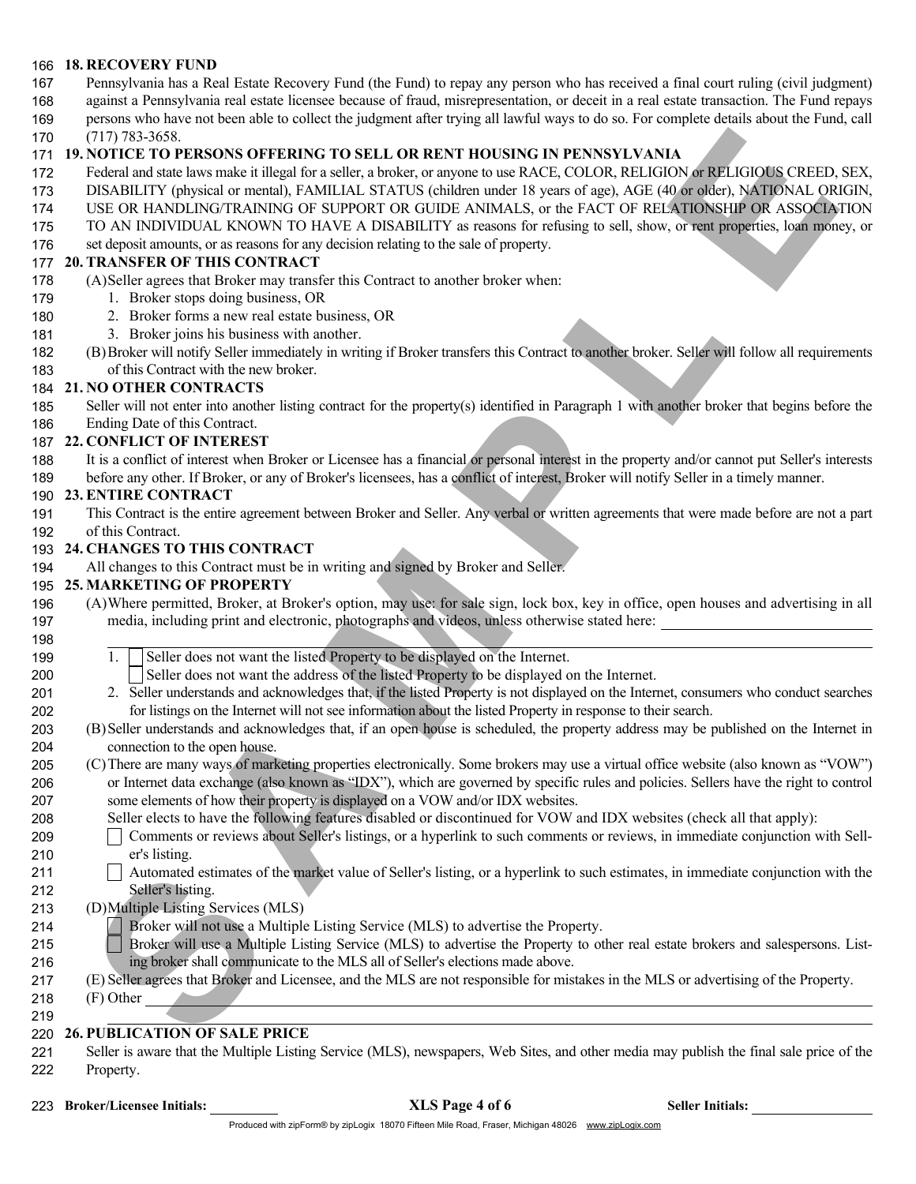## 18. RECOVERY FUND

Pennsylvania has a Real Estate Recovery Fund (the Fund) to repay any person who has received a final court ruling (civil judgment) against a Pennsylvania real estate licensee because of fraud, misrepresentation, or deceit in a real estate transaction. The Fund repays persons who have not been able to collect the judgment after trying all lawful ways to do so. For complete details about the Fund, call (717) 783-3658.

## 19. NOTICE TO PERSONS OFFERING TO SELL OR RENT HOUSING IN PENNSYLVANIA

Federal and state laws make it illegal for a seller, a broker, or anyone to use RACE, COLOR, RELIGION or RELIGIOUS CREED, SEX, DISABILITY (physical or mental), FAMILIAL STATUS (children under 18 years of age), AGE (40 or older), NATIONAL ORIGIN, USE OR HANDLING/TRAINING OF SUPPORT OR GUIDE ANIMALS, or the FACT OF RELATIONSHIP OR ASSOCIATION TO AN INDIVIDUAL KNOWN TO HAVE A DISABILITY as reasons for refusing to sell, show, or rent properties, loan money, or set deposit amounts, or as reasons for any decision relating to the sale of property.

## 20. TRANSFER OF THIS CONTRACT

(A) Seller agrees that Broker may transfer this Contract to another broker when:

1. Broker stops doing business, OR
2. Broker forms a new real estate business, OR
3. Broker joins his business with another.

(B) Broker will notify Seller immediately in writing if Broker transfers this Contract to another broker. Seller will follow all requirements of this Contract with the new broker.

## 21. NO OTHER CONTRACTS

Seller will not enter into another listing contract for the property(s) identified in Paragraph 1 with another broker that begins before the Ending Date of this Contract.

## 22. CONFLICT OF INTEREST

It is a conflict of interest when Broker or Licensee has a financial or personal interest in the property and/or cannot put Seller's interests before any other. If Broker, or any of Broker's licensees, has a conflict of interest, Broker will notify Seller in a timely manner.

## 23. ENTIRE CONTRACT

This Contract is the entire agreement between Broker and Seller. Any verbal or written agreements that were made before are not a part of this Contract.

## 24. CHANGES TO THIS CONTRACT

All changes to this Contract must be in writing and signed by Broker and Seller.

## 25. MARKETING OF PROPERTY

(A) Where permitted, Broker, at Broker's option, may use: for sale sign, lock box, key in office, open houses and advertising in all media, including print and electronic, photographs and videos, unless otherwise stated here: ______________________________

______________________________

1. ☐ Seller does not want the listed Property to be displayed on the Internet.
   ☐ Seller does not want the address of the listed Property to be displayed on the Internet.
2. Seller understands and acknowledges that, if the listed Property is not displayed on the Internet, consumers who conduct searches for listings on the Internet will not see information about the listed Property in response to their search.

(B) Seller understands and acknowledges that, if an open house is scheduled, the property address may be published on the Internet in connection to the open house.

(C) There are many ways of marketing properties electronically. Some brokers may use a virtual office website (also known as "VOW") or Internet data exchange (also known as "IDX"), which are governed by specific rules and policies. Sellers have the right to control some elements of how their property is displayed on a VOW and/or IDX websites.

Seller elects to have the following features disabled or discontinued for VOW and IDX websites (check all that apply):

☐ Comments or reviews about Seller's listings, or a hyperlink to such comments or reviews, in immediate conjunction with Seller's listing.

☐ Automated estimates of the market value of Seller's listing, or a hyperlink to such estimates, in immediate conjunction with the Seller's listing.

(D) Multiple Listing Services (MLS)

☐ Broker will not use a Multiple Listing Service (MLS) to advertise the Property.

☐ Broker will use a Multiple Listing Service (MLS) to advertise the Property to other real estate brokers and salespersons. Listing broker shall communicate to the MLS all of Seller's elections made above.

(E) Seller agrees that Broker and Licensee, and the MLS are not responsible for mistakes in the MLS or advertising of the Property.

(F) Other ______________________________

______________________________

## 26. PUBLICATION OF SALE PRICE

Seller is aware that the Multiple Listing Service (MLS), newspapers, Web Sites, and other media may publish the final sale price of the Property.

**Broker/Licensee Initials:** __________ **Seller Initials:** __________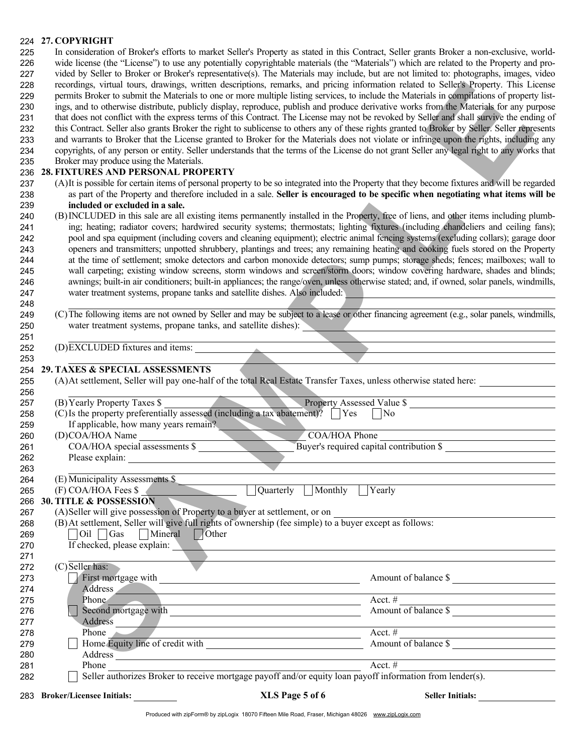## 27. COPYRIGHT

In consideration of Broker's efforts to market Seller's Property as stated in this Contract, Seller grants Broker a non-exclusive, worldwide license (the "License") to use any potentially copyrightable materials (the "Materials") which are related to the Property and provided by Seller to Broker or Broker's representative(s). The Materials may include, but are not limited to: photographs, images, video recordings, virtual tours, drawings, written descriptions, remarks, and pricing information related to Seller's Property. This License permits Broker to submit the Materials to one or more multiple listing services, to include the Materials in compilations of property listings, and to otherwise distribute, publicly display, reproduce, publish and produce derivative works from the Materials for any purpose that does not conflict with the express terms of this Contract. The License may not be revoked by Seller and shall survive the ending of this Contract. Seller also grants Broker the right to sublicense to others any of these rights granted to Broker by Seller. Seller represents and warrants to Broker that the License granted to Broker for the Materials does not violate or infringe upon the rights, including any copyrights, of any person or entity. Seller understands that the terms of the License do not grant Seller any legal right to any works that Broker may produce using the Materials.

## 28. FIXTURES AND PERSONAL PROPERTY

(A) It is possible for certain items of personal property to be so integrated into the Property that they become fixtures and will be regarded as part of the Property and therefore included in a sale. **Seller is encouraged to be specific when negotiating what items will be included or excluded in a sale.**

(B) INCLUDED in this sale are all existing items permanently installed in the Property, free of liens, and other items including plumbing; heating; radiator covers; hardwired security systems; thermostats; lighting fixtures (including chandeliers and ceiling fans); pool and spa equipment (including covers and cleaning equipment); electric animal fencing systems (excluding collars); garage door openers and transmitters; unpotted shrubbery, plantings and trees; any remaining heating and cooking fuels stored on the Property at the time of settlement; smoke detectors and carbon monoxide detectors; sump pumps; storage sheds; fences; mailboxes; wall to wall carpeting; existing window screens, storm windows and screen/storm doors; window covering hardware, shades and blinds; awnings; built-in air conditioners; built-in appliances; the range/oven, unless otherwise stated; and, if owned, solar panels, windmills, water treatment systems, propane tanks and satellite dishes. Also included: ____________________

(C) The following items are not owned by Seller and may be subject to a lease or other financing agreement (e.g., solar panels, windmills, water treatment systems, propane tanks, and satellite dishes): ____________________

(D) EXCLUDED fixtures and items: ____________________

## 29. TAXES & SPECIAL ASSESSMENTS

(A) At settlement, Seller will pay one-half of the total Real Estate Transfer Taxes, unless otherwise stated here: ____________________

(B) Yearly Property Taxes $ __________ Property Assessed Value $ __________

(C) Is the property preferentially assessed (including a tax abatement)? ☐ Yes ☐ No
If applicable, how many years remain? __________

(D) COA/HOA Name __________ COA/HOA Phone __________
COA/HOA special assessments $ __________ Buyer's required capital contribution $ __________
Please explain: ____________________

(E) Municipality Assessments $ __________

(F) COA/HOA Fees $ __________ ☐ Quarterly ☐ Monthly ☐ Yearly

## 30. TITLE & POSSESSION

(A) Seller will give possession of Property to a buyer at settlement, or on __________

(B) At settlement, Seller will give full rights of ownership (fee simple) to a buyer except as follows:
☐ Oil ☐ Gas ☐ Mineral ☐ Other
If checked, please explain: ____________________

(C) Seller has:

☐ First mortgage with __________ Amount of balance $ __________
Address __________
Phone __________ Acct. # __________

☐ Second mortgage with __________ Amount of balance $ __________
Address __________
Phone __________ Acct. # __________

☐ Home Equity line of credit with __________ Amount of balance $ __________
Address __________
Phone __________ Acct. # __________

☐ Seller authorizes Broker to receive mortgage payoff and/or equity loan payoff information from lender(s).

Broker/Licensee Initials: __________ Seller Initials: __________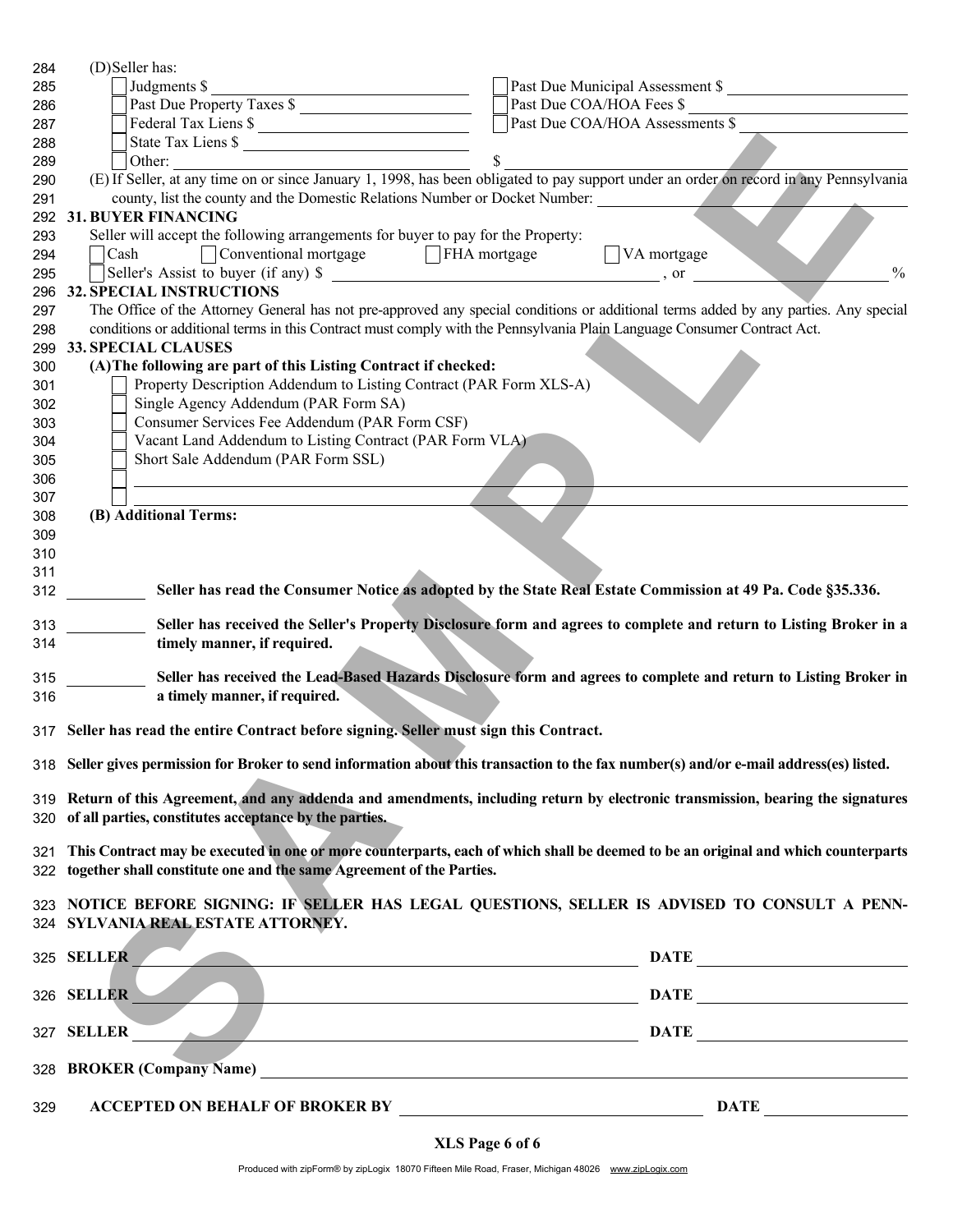(D) Seller has:

- ☐ Judgments $ ____________  ☐ Past Due Municipal Assessment $ ____________
- ☐ Past Due Property Taxes $ ____________  ☐ Past Due COA/HOA Fees $ ____________
- ☐ Federal Tax Liens $ ____________  ☐ Past Due COA/HOA Assessments $ ____________
- ☐ State Tax Liens $ ____________
- ☐ Other: ____________ $ ____________

(E) If Seller, at any time on or since January 1, 1998, has been obligated to pay support under an order on record in any Pennsylvania county, list the county and the Domestic Relations Number or Docket Number: ____________

**31. BUYER FINANCING**

Seller will accept the following arrangements for buyer to pay for the Property:

☐ Cash ☐ Conventional mortgage ☐ FHA mortgage ☐ VA mortgage

☐ Seller's Assist to buyer (if any) $ ____________, or ____________ %

**32. SPECIAL INSTRUCTIONS**

The Office of the Attorney General has not pre-approved any special conditions or additional terms added by any parties. Any special conditions or additional terms in this Contract must comply with the Pennsylvania Plain Language Consumer Contract Act.

**33. SPECIAL CLAUSES**

**(A) The following are part of this Listing Contract if checked:**

- ☐ Property Description Addendum to Listing Contract (PAR Form XLS-A)
- ☐ Single Agency Addendum (PAR Form SA)
- ☐ Consumer Services Fee Addendum (PAR Form CSF)
- ☐ Vacant Land Addendum to Listing Contract (PAR Form VLA)
- ☐ Short Sale Addendum (PAR Form SSL)
- ☐ ____________
- ☐ ____________

**(B) Additional Terms:**

________ **Seller has read the Consumer Notice as adopted by the State Real Estate Commission at 49 Pa. Code §35.336.**

________ **Seller has received the Seller's Property Disclosure form and agrees to complete and return to Listing Broker in a timely manner, if required.**

________ **Seller has received the Lead-Based Hazards Disclosure form and agrees to complete and return to Listing Broker in a timely manner, if required.**

**Seller has read the entire Contract before signing. Seller must sign this Contract.**

**Seller gives permission for Broker to send information about this transaction to the fax number(s) and/or e-mail address(es) listed.**

**Return of this Agreement, and any addenda and amendments, including return by electronic transmission, bearing the signatures of all parties, constitutes acceptance by the parties.**

**This Contract may be executed in one or more counterparts, each of which shall be deemed to be an original and which counterparts together shall constitute one and the same Agreement of the Parties.**

**NOTICE BEFORE SIGNING: IF SELLER HAS LEGAL QUESTIONS, SELLER IS ADVISED TO CONSULT A PENNSYLVANIA REAL ESTATE ATTORNEY.**

**SELLER** ____________ **DATE** ____________

**SELLER** ____________ **DATE** ____________

**SELLER** ____________ **DATE** ____________

**BROKER (Company Name)** ____________

**ACCEPTED ON BEHALF OF BROKER BY** ____________ **DATE** ____________

Produced with zipForm® by zipLogix 18070 Fifteen Mile Road, Fraser, Michigan 48026 www.zipLogix.com